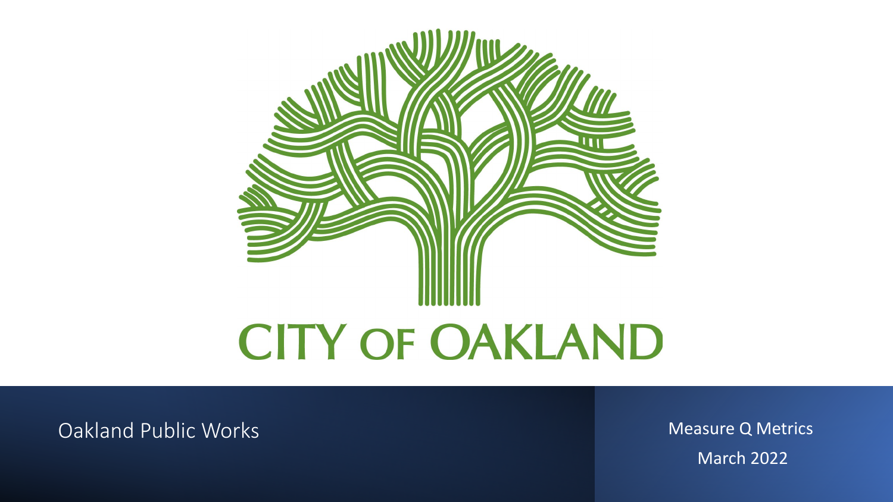# CITY OF OAKLAND

Oakland Public Works

Measure Q Metrics

March 2022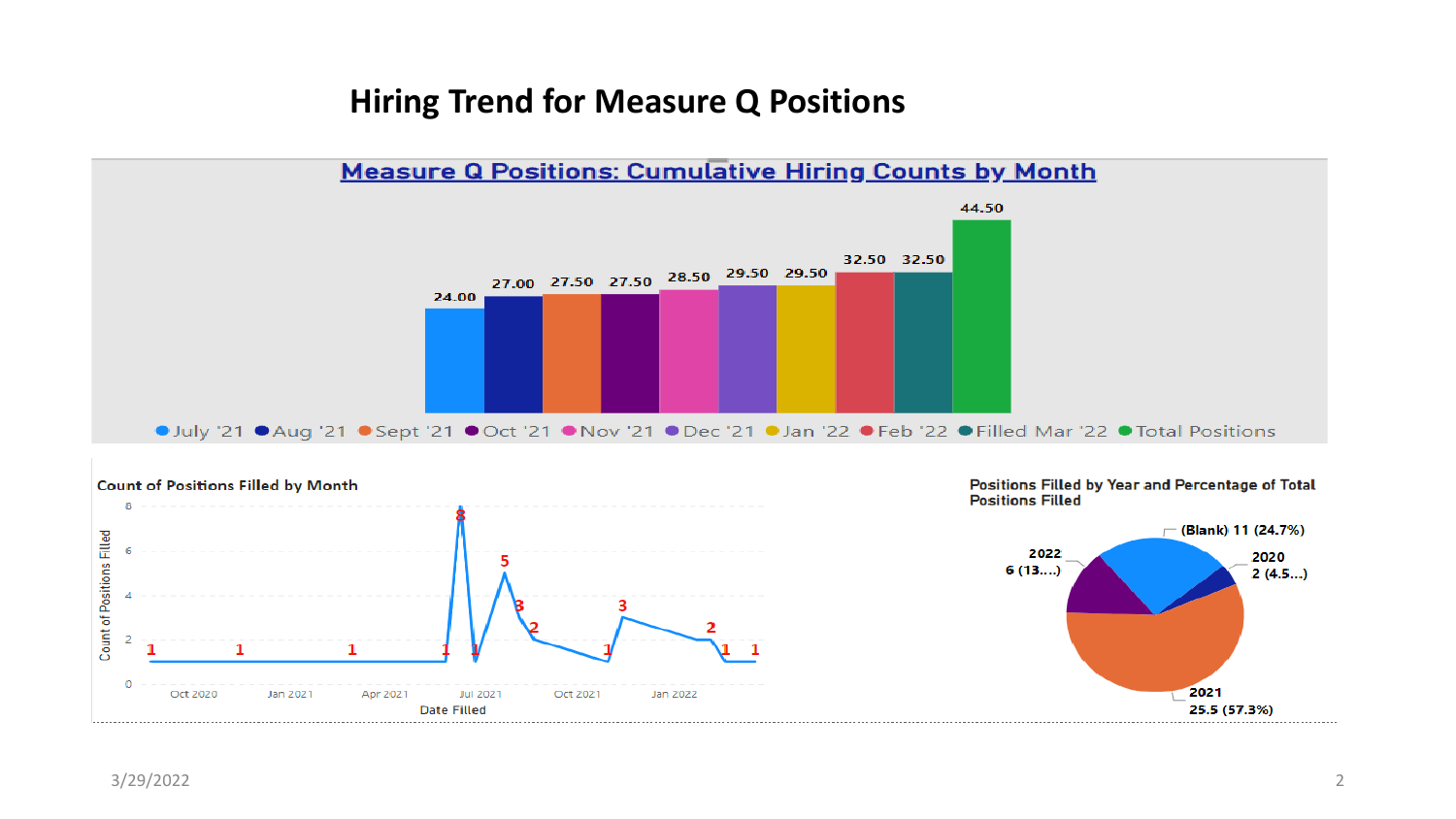# Hiring Trend for Measure Q Positions

## Measure Q Positions: Cumulative Hiring Counts by Month

| Month | Cumulative Count |
| --- | --- |
| July '21 | 24.00 |
| Aug '21 | 27.00 |
| Sept '21 | 27.50 |
| Oct '21 | 27.50 |
| Nov '21 | 28.50 |
| Dec '21 | 29.50 |
| Jan '22 | 29.50 |
| Feb '22 | 32.50 |
| Filled Mar '22 | 32.50 |
| Total Positions | 44.50 |

### Count of Positions Filled by Month

Count of Positions Filled / Date Filled

Values: 1, 1, 1, 1, 8, 1, 5, 3, 2, 1, 3, 2, 1, 1

Oct 2020 · Jan 2021 · Apr 2021 · Jul 2021 · Oct 2021 · Jan 2022

### Positions Filled by Year and Percentage of Total Positions Filled

- (Blank) 11 (24.7%)
- 2020: 2 (4.5...)
- 2021: 25.5 (57.3%)
- 2022: 6 (13....)

3/29/2022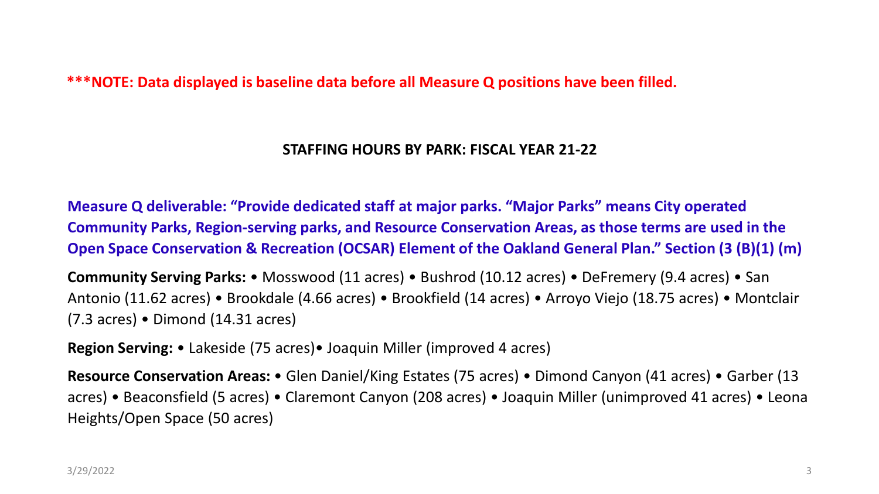**\*\*\*NOTE: Data displayed is baseline data before all Measure Q positions have been filled.**

## STAFFING HOURS BY PARK: FISCAL YEAR 21-22

**Measure Q deliverable: "Provide dedicated staff at major parks. "Major Parks" means City operated Community Parks, Region-serving parks, and Resource Conservation Areas, as those terms are used in the Open Space Conservation & Recreation (OCSAR) Element of the Oakland General Plan." Section (3 (B)(1) (m)**

**Community Serving Parks:** • Mosswood (11 acres) • Bushrod (10.12 acres) • DeFremery (9.4 acres) • San Antonio (11.62 acres) • Brookdale (4.66 acres) • Brookfield (14 acres) • Arroyo Viejo (18.75 acres) • Montclair (7.3 acres) • Dimond (14.31 acres)

**Region Serving:** • Lakeside (75 acres)• Joaquin Miller (improved 4 acres)

**Resource Conservation Areas:** • Glen Daniel/King Estates (75 acres) • Dimond Canyon (41 acres) • Garber (13 acres) • Beaconsfield (5 acres) • Claremont Canyon (208 acres) • Joaquin Miller (unimproved 41 acres) • Leona Heights/Open Space (50 acres)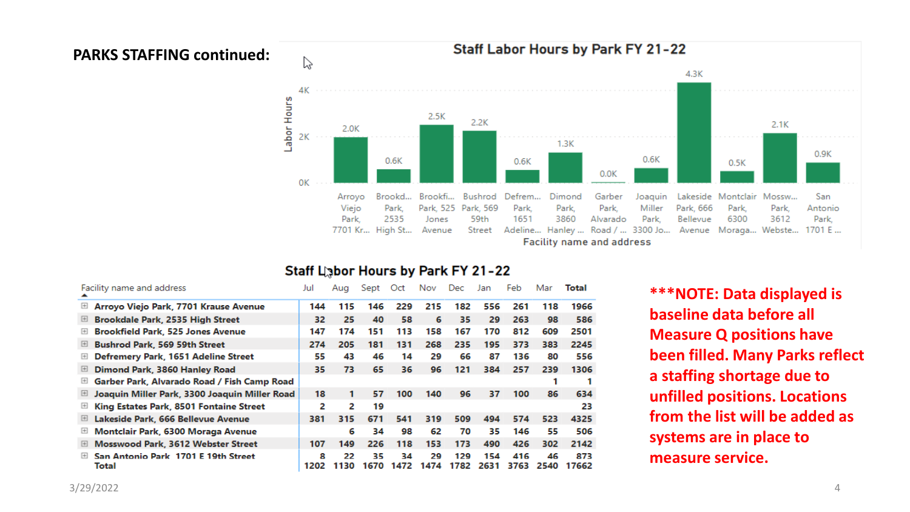**PARKS STAFFING continued:**

## Staff Labor Hours by Park FY 21-22

| Facility name and address | Labor Hours |
|---|---|
| Arroyo Viejo Park, 7701 Kr... | 2.0K |
| Brookd... Park, 2535 High St... | 0.6K |
| Brookfi... Park, 525 Jones Avenue | 2.5K |
| Bushrod Park, 569 59th Street | 2.2K |
| Defrem... Park, 1651 Adeline... | 0.6K |
| Dimond Park, 3860 Hanley ... | 1.3K |
| Garber Park, Alvarado Road / ... | 0.0K |
| Joaquin Miller Park, 3300 Jo... | 0.6K |
| Lakeside Park, 666 Bellevue Avenue | 4.3K |
| Montclair Park, 6300 Moraga... | 0.5K |
| Mossw... Park, 3612 Webste... | 2.1K |
| San Antonio Park, 1701 E ... | 0.9K |

## Staff Labor Hours by Park FY 21-22

| Facility name and address | Jul | Aug | Sept | Oct | Nov | Dec | Jan | Feb | Mar | Total |
|---|---|---|---|---|---|---|---|---|---|---|
| Arroyo Viejo Park, 7701 Krause Avenue | 144 | 115 | 146 | 229 | 215 | 182 | 556 | 261 | 118 | 1966 |
| Brookdale Park, 2535 High Street | 32 | 25 | 40 | 58 | 6 | 35 | 29 | 263 | 98 | 586 |
| Brookfield Park, 525 Jones Avenue | 147 | 174 | 151 | 113 | 158 | 167 | 170 | 812 | 609 | 2501 |
| Bushrod Park, 569 59th Street | 274 | 205 | 181 | 131 | 268 | 235 | 195 | 373 | 383 | 2245 |
| Defremery Park, 1651 Adeline Street | 55 | 43 | 46 | 14 | 29 | 66 | 87 | 136 | 80 | 556 |
| Dimond Park, 3860 Hanley Road | 35 | 73 | 65 | 36 | 96 | 121 | 384 | 257 | 239 | 1306 |
| Garber Park, Alvarado Road / Fish Camp Road | | | | | | | | | 1 | 1 |
| Joaquin Miller Park, 3300 Joaquin Miller Road | 18 | 1 | 57 | 100 | 140 | 96 | 37 | 100 | 86 | 634 |
| King Estates Park, 8501 Fontaine Street | 2 | 2 | 19 | | | | | | | 23 |
| Lakeside Park, 666 Bellevue Avenue | 381 | 315 | 671 | 541 | 319 | 509 | 494 | 574 | 523 | 4325 |
| Montclair Park, 6300 Moraga Avenue | | 6 | 34 | 98 | 62 | 70 | 35 | 146 | 55 | 506 |
| Mosswood Park, 3612 Webster Street | 107 | 149 | 226 | 118 | 153 | 173 | 490 | 426 | 302 | 2142 |
| San Antonio Park, 1701 E 19th Street | 8 | 22 | 35 | 34 | 29 | 129 | 154 | 416 | 46 | 873 |
| Total | 1202 | 1130 | 1670 | 1472 | 1474 | 1782 | 2631 | 3763 | 2540 | 17662 |

*****NOTE: Data displayed is baseline data before all Measure Q positions have been filled. Many Parks reflect a staffing shortage due to unfilled positions. Locations from the list will be added as systems are in place to measure service.**

3/29/2022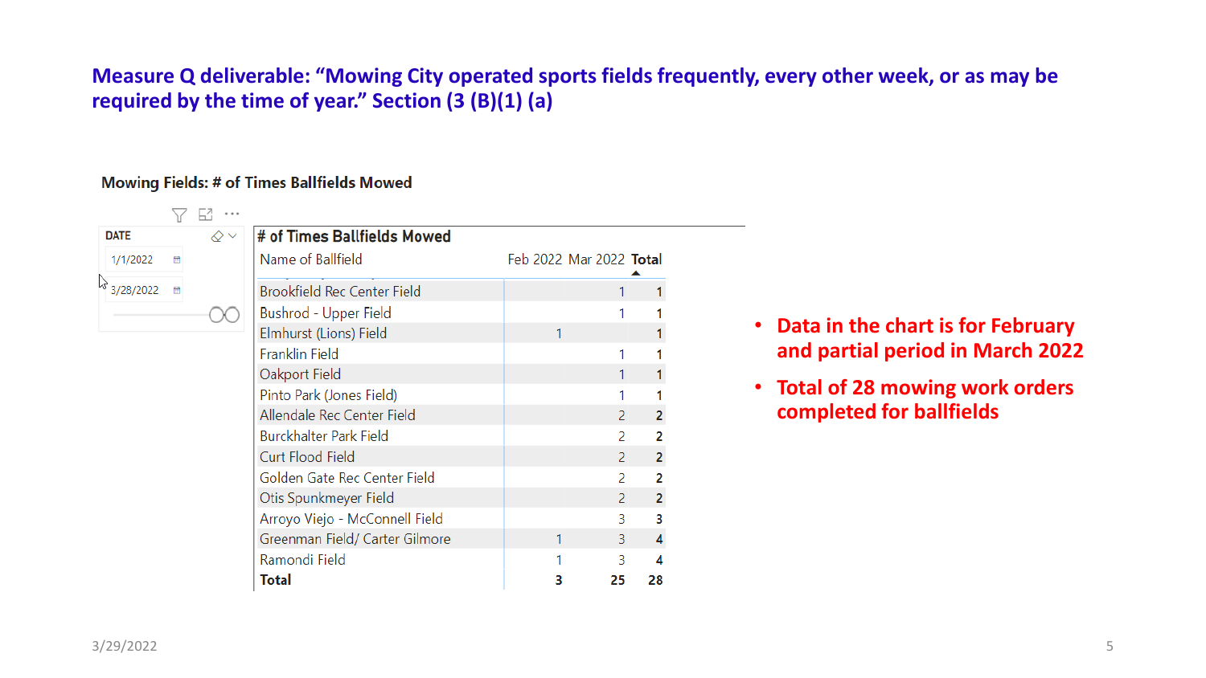## Measure Q deliverable: "Mowing City operated sports fields frequently, every other week, or as may be required by the time of year." Section (3 (B)(1) (a)

**Mowing Fields: # of Times Ballfields Mowed**

DATE

1/1/2022 – 3/28/2022

**# of Times Ballfields Mowed**

| Name of Ballfield | Feb 2022 | Mar 2022 | Total |
|---|---|---|---|
| Brookfield Rec Center Field | | 1 | 1 |
| Bushrod - Upper Field | | 1 | 1 |
| Elmhurst (Lions) Field | 1 | | 1 |
| Franklin Field | | 1 | 1 |
| Oakport Field | | 1 | 1 |
| Pinto Park (Jones Field) | | 1 | 1 |
| Allendale Rec Center Field | | 2 | 2 |
| Burckhalter Park Field | | 2 | 2 |
| Curt Flood Field | | 2 | 2 |
| Golden Gate Rec Center Field | | 2 | 2 |
| Otis Spunkmeyer Field | | 2 | 2 |
| Arroyo Viejo - McConnell Field | | 3 | 3 |
| Greenman Field/ Carter Gilmore | 1 | 3 | 4 |
| Ramondi Field | 1 | 3 | 4 |
| **Total** | **3** | **25** | **28** |

- **Data in the chart is for February and partial period in March 2022**
- **Total of 28 mowing work orders completed for ballfields**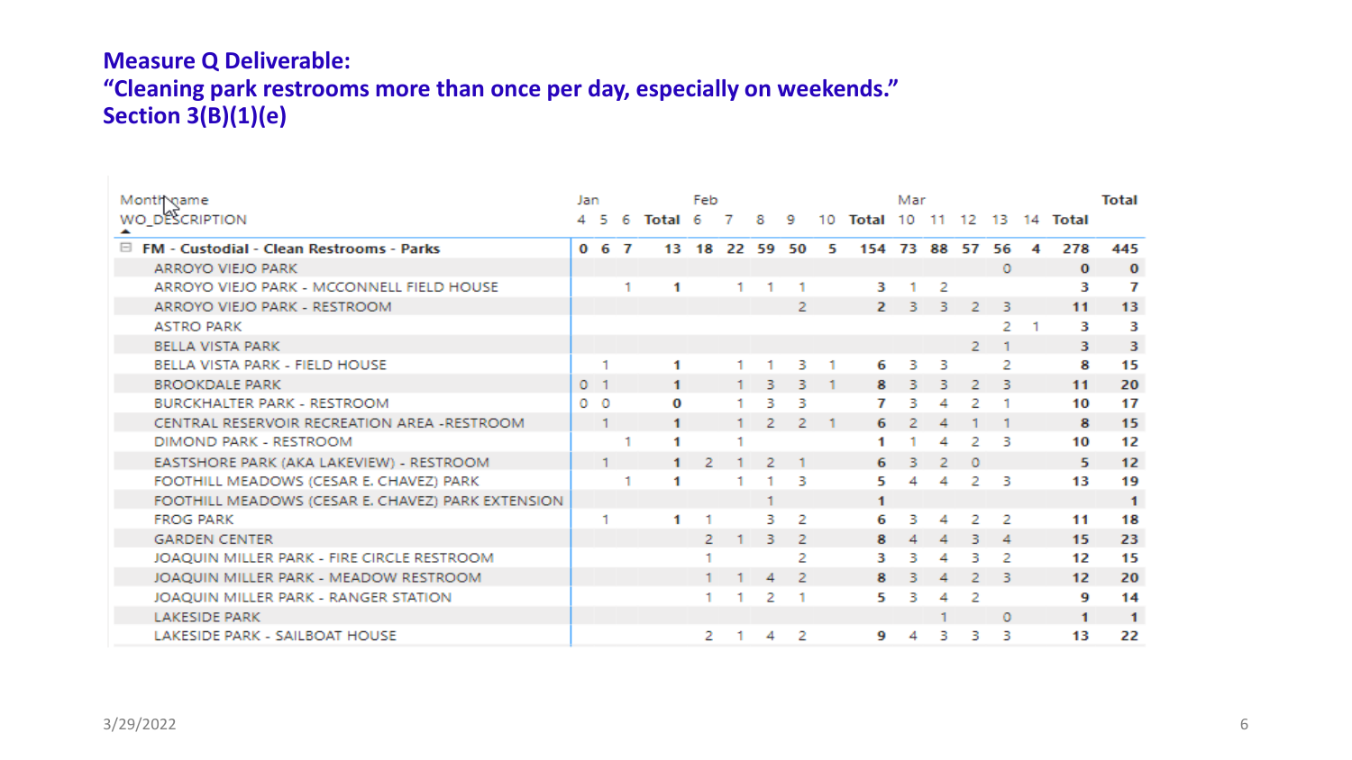## Measure Q Deliverable:
## “Cleaning park restrooms more than once per day, especially on weekends.”
## Section 3(B)(1)(e)

| Month name | Jan | | | | Feb | | | | | | Mar | | | | | | Total |
|---|---|---|---|---|---|---|---|---|---|---|---|---|---|---|---|---|---|
| WO_DESCRIPTION | 4 | 5 | 6 | Total | 6 | 7 | 8 | 9 | 10 | Total | 10 | 11 | 12 | 13 | 14 | Total | |
| **FM - Custodial - Clean Restrooms - Parks** | **0** | **6** | **7** | **13** | **18** | **22** | **59** | **50** | **5** | **154** | **73** | **88** | **57** | **56** | **4** | **278** | **445** |
| ARROYO VIEJO PARK | | | | | | | | | | | | | | 0 | | **0** | **0** |
| ARROYO VIEJO PARK - MCCONNELL FIELD HOUSE | | | 1 | **1** | | 1 | 1 | 1 | | **3** | 1 | 2 | | | | **3** | **7** |
| ARROYO VIEJO PARK - RESTROOM | | | | | | | | 2 | | **2** | 3 | 3 | 2 | 3 | | **11** | **13** |
| ASTRO PARK | | | | | | | | | | | | | | 2 | 1 | **3** | **3** |
| BELLA VISTA PARK | | | | | | | | | | | | | 2 | 1 | | **3** | **3** |
| BELLA VISTA PARK - FIELD HOUSE | | 1 | | **1** | | 1 | 1 | 3 | 1 | **6** | 3 | 3 | | 2 | | **8** | **15** |
| BROOKDALE PARK | 0 | 1 | | **1** | | 1 | 3 | 3 | 1 | **8** | 3 | 3 | 2 | 3 | | **11** | **20** |
| BURCKHALTER PARK - RESTROOM | 0 | 0 | | **0** | | 1 | 3 | 3 | | **7** | 3 | 4 | 2 | 1 | | **10** | **17** |
| CENTRAL RESERVOIR RECREATION AREA -RESTROOM | | 1 | | **1** | | 1 | 2 | 2 | 1 | **6** | 2 | 4 | 1 | 1 | | **8** | **15** |
| DIMOND PARK - RESTROOM | | | 1 | **1** | | 1 | | | | **1** | 1 | 4 | 2 | 3 | | **10** | **12** |
| EASTSHORE PARK (AKA LAKEVIEW) - RESTROOM | | 1 | | **1** | 2 | 1 | 2 | 1 | | **6** | 3 | 2 | 0 | | | **5** | **12** |
| FOOTHILL MEADOWS (CESAR E. CHAVEZ) PARK | | | 1 | **1** | | 1 | 1 | 3 | | **5** | 4 | 4 | 2 | 3 | | **13** | **19** |
| FOOTHILL MEADOWS (CESAR E. CHAVEZ) PARK EXTENSION | | | | | | | 1 | | | **1** | | | | | | | **1** |
| FROG PARK | | 1 | | **1** | 1 | | 3 | 2 | | **6** | 3 | 4 | 2 | 2 | | **11** | **18** |
| GARDEN CENTER | | | | | 2 | 1 | 3 | 2 | | **8** | 4 | 4 | 3 | 4 | | **15** | **23** |
| JOAQUIN MILLER PARK - FIRE CIRCLE RESTROOM | | | | | 1 | | | 2 | | **3** | 3 | 4 | 3 | 2 | | **12** | **15** |
| JOAQUIN MILLER PARK - MEADOW RESTROOM | | | | | 1 | 1 | 4 | 2 | | **8** | 3 | 4 | 2 | 3 | | **12** | **20** |
| JOAQUIN MILLER PARK - RANGER STATION | | | | | 1 | 1 | 2 | 1 | | **5** | 3 | 4 | 2 | | | **9** | **14** |
| LAKESIDE PARK | | | | | | | | | | | | 1 | | 0 | | **1** | **1** |
| LAKESIDE PARK - SAILBOAT HOUSE | | | | | 2 | 1 | 4 | 2 | | **9** | 4 | 3 | 3 | 3 | | **13** | **22** |

3/29/2022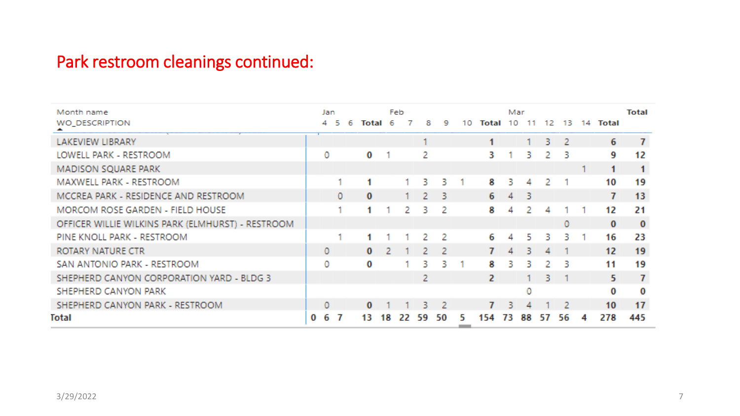# Park restroom cleanings continued:

| Month name | Jan | | | | Feb | | | | | | Mar | | | | | | Total |
|---|---|---|---|---|---|---|---|---|---|---|---|---|---|---|---|---|---|
| WO_DESCRIPTION | 4 | 5 | 6 | Total | 6 | 7 | 8 | 9 | 10 | Total | 10 | 11 | 12 | 13 | 14 | Total | |
| LAKEVIEW LIBRARY | | | | | | | 1 | | | **1** | | 1 | 3 | 2 | | **6** | **7** |
| LOWELL PARK - RESTROOM | | 0 | | **0** | 1 | | 2 | | | **3** | 1 | 3 | 2 | 3 | | **9** | **12** |
| MADISON SQUARE PARK | | | | | | | | | | | | | | | 1 | **1** | **1** |
| MAXWELL PARK - RESTROOM | | | 1 | **1** | | 1 | 3 | 3 | 1 | **8** | 3 | 4 | 2 | 1 | | **10** | **19** |
| MCCREA PARK - RESIDENCE AND RESTROOM | | | 0 | **0** | | 1 | 2 | 3 | | **6** | 4 | 3 | | | | **7** | **13** |
| MORCOM ROSE GARDEN - FIELD HOUSE | | | 1 | **1** | 1 | 2 | 3 | 2 | | **8** | 4 | 2 | 4 | 1 | 1 | **12** | **21** |
| OFFICER WILLIE WILKINS PARK (ELMHURST) - RESTROOM | | | | | | | | | | | | | | 0 | | **0** | **0** |
| PINE KNOLL PARK - RESTROOM | | | 1 | **1** | 1 | 1 | 2 | 2 | | **6** | 4 | 5 | 3 | 3 | 1 | **16** | **23** |
| ROTARY NATURE CTR | | 0 | | **0** | 2 | 1 | 2 | 2 | | **7** | 4 | 3 | 4 | 1 | | **12** | **19** |
| SAN ANTONIO PARK - RESTROOM | | 0 | | **0** | | 1 | 3 | 3 | 1 | **8** | 3 | 3 | 2 | 3 | | **11** | **19** |
| SHEPHERD CANYON CORPORATION YARD - BLDG 3 | | | | | | | 2 | | | **2** | | 1 | 3 | 1 | | **5** | **7** |
| SHEPHERD CANYON PARK | | | | | | | | | | | | 0 | | | | **0** | **0** |
| SHEPHERD CANYON PARK - RESTROOM | | 0 | | **0** | 1 | 1 | 3 | 2 | | **7** | 3 | 4 | 1 | 2 | | **10** | **17** |
| **Total** | **0** | **6** | **7** | **13** | **18** | **22** | **59** | **50** | **5** | **154** | **73** | **88** | **57** | **56** | **4** | **278** | **445** |

3/29/2022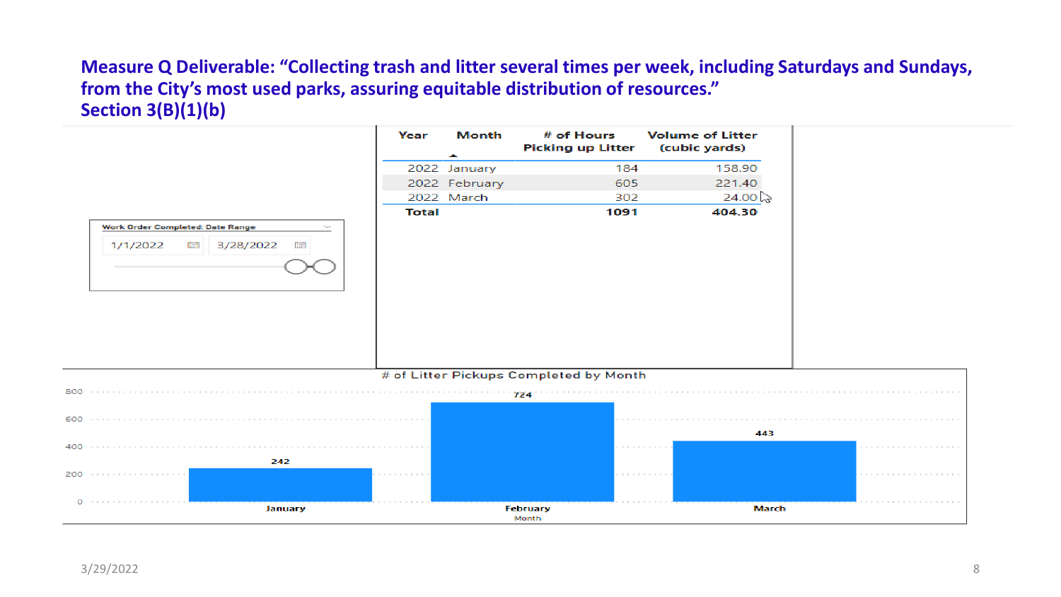**Measure Q Deliverable: "Collecting trash and litter several times per week, including Saturdays and Sundays, from the City's most used parks, assuring equitable distribution of resources."**
**Section 3(B)(1)(b)**

Work Order Completed: Date Range

1/1/2022 – 3/28/2022

| Year | Month | # of Hours Picking up Litter | Volume of Litter (cubic yards) |
|---|---|---|---|
| 2022 | January | 184 | 158.90 |
| 2022 | February | 605 | 221.40 |
| 2022 | March | 302 | 24.00 |
| **Total** | | **1091** | **404.30** |

\# of Litter Pickups Completed by Month

800
600
400
200
0

242
724
443

January
February
March

Month

3/29/2022